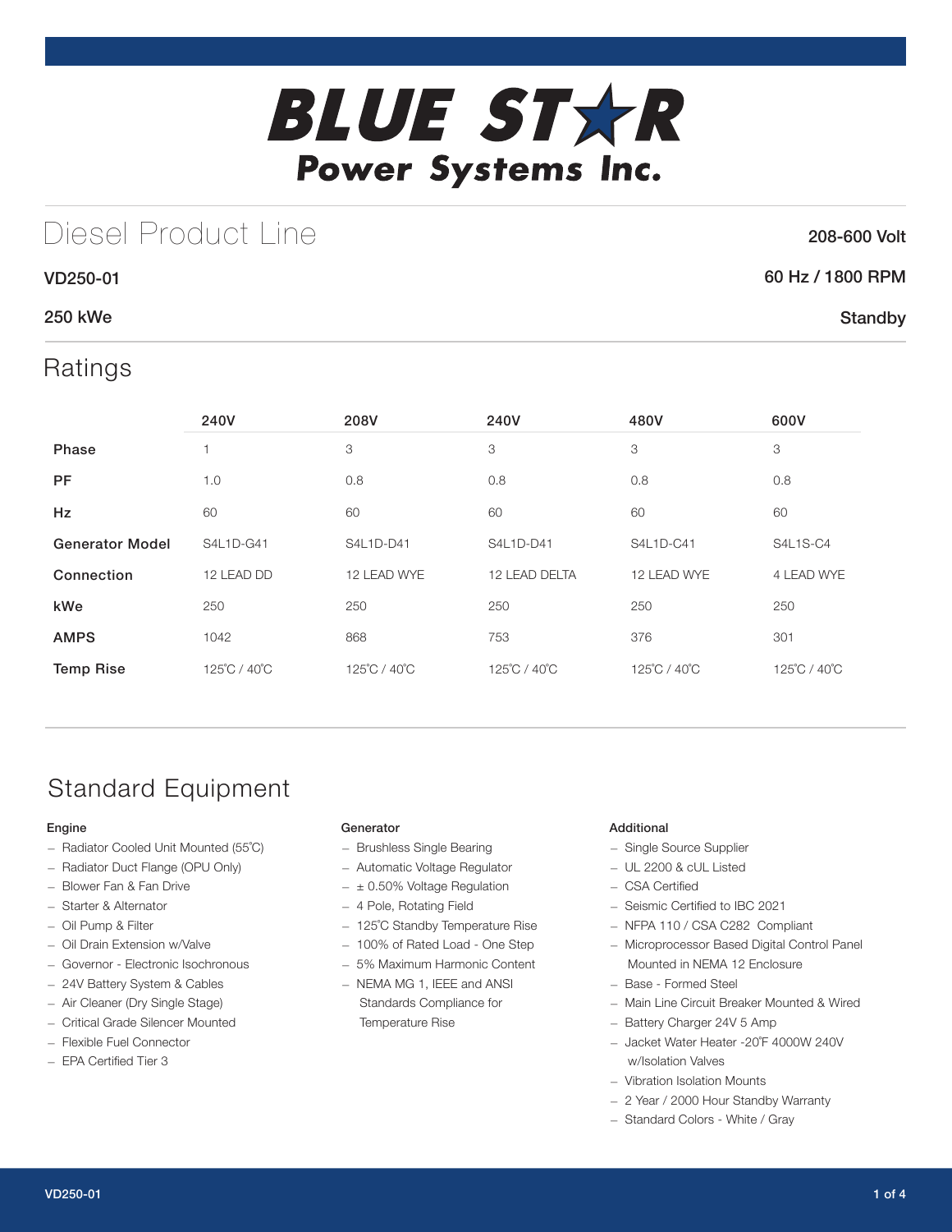# BLUE STAR Power Systems Inc.

## Diesel Product Line

208-600 Volt

**VD250-01** — 60 Hz / 1800 RPM

**250 kWe** — Standby

## Ratings

| | 240V | 208V | 240V | 480V | 600V |
|---|---|---|---|---|---|
| **Phase** | 1 | 3 | 3 | 3 | 3 |
| **PF** | 1.0 | 0.8 | 0.8 | 0.8 | 0.8 |
| **Hz** | 60 | 60 | 60 | 60 | 60 |
| **Generator Model** | S4L1D-G41 | S4L1D-D41 | S4L1D-D41 | S4L1D-C41 | S4L1S-C4 |
| **Connection** | 12 LEAD DD | 12 LEAD WYE | 12 LEAD DELTA | 12 LEAD WYE | 4 LEAD WYE |
| **kWe** | 250 | 250 | 250 | 250 | 250 |
| **AMPS** | 1042 | 868 | 753 | 376 | 301 |
| **Temp Rise** | 125˚C / 40˚C | 125˚C / 40˚C | 125˚C / 40˚C | 125˚C / 40˚C | 125˚C / 40˚C |

## Standard Equipment

#### Engine

- Radiator Cooled Unit Mounted (55˚C)
- Radiator Duct Flange (OPU Only)
- Blower Fan & Fan Drive
- Starter & Alternator
- Oil Pump & Filter
- Oil Drain Extension w/Valve
- Governor - Electronic Isochronous
- 24V Battery System & Cables
- Air Cleaner (Dry Single Stage)
- Critical Grade Silencer Mounted
- Flexible Fuel Connector
- EPA Certified Tier 3

#### Generator

- Brushless Single Bearing
- Automatic Voltage Regulator
- ± 0.50% Voltage Regulation
- 4 Pole, Rotating Field
- 125˚C Standby Temperature Rise
- 100% of Rated Load - One Step
- 5% Maximum Harmonic Content
- NEMA MG 1, IEEE and ANSI Standards Compliance for Temperature Rise

#### Additional

- Single Source Supplier
- UL 2200 & cUL Listed
- CSA Certified
- Seismic Certified to IBC 2021
- NFPA 110 / CSA C282 Compliant
- Microprocessor Based Digital Control Panel Mounted in NEMA 12 Enclosure
- Base - Formed Steel
- Main Line Circuit Breaker Mounted & Wired
- Battery Charger 24V 5 Amp
- Jacket Water Heater -20˚F 4000W 240V w/Isolation Valves
- Vibration Isolation Mounts
- 2 Year / 2000 Hour Standby Warranty
- Standard Colors - White / Gray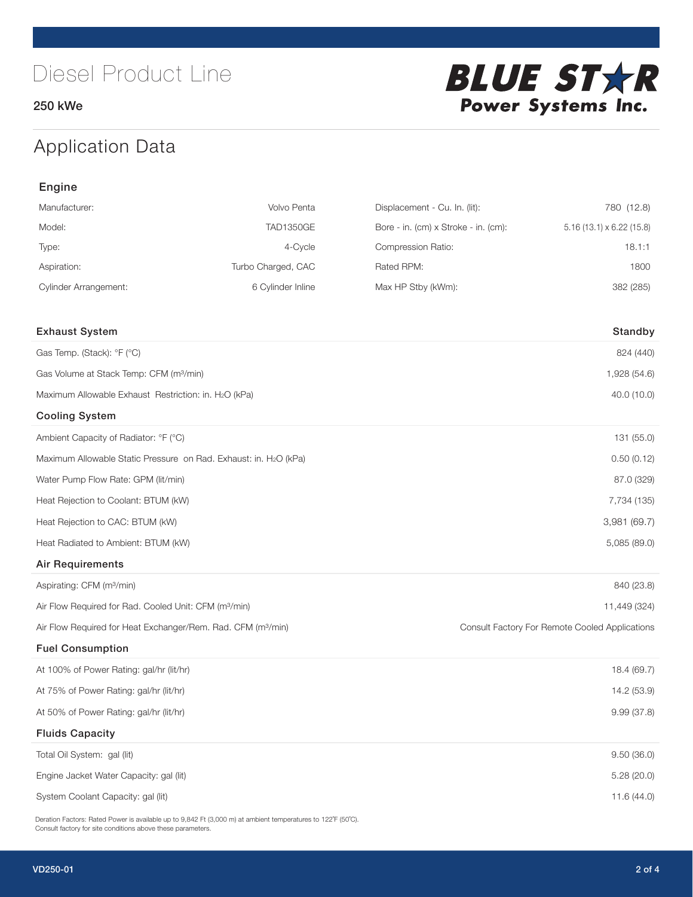# Diesel Product Line

250 kWe

**BLUE STAR Power Systems Inc.**

## Application Data

### Engine

| | | | |
|---|---|---|---|
| Manufacturer: | Volvo Penta | Displacement - Cu. In. (lit): | 780 (12.8) |
| Model: | TAD1350GE | Bore - in. (cm) x Stroke - in. (cm): | 5.16 (13.1) x 6.22 (15.8) |
| Type: | 4-Cycle | Compression Ratio: | 18.1:1 |
| Aspiration: | Turbo Charged, CAC | Rated RPM: | 1800 |
| Cylinder Arrangement: | 6 Cylinder Inline | Max HP Stby (kWm): | 382 (285) |

| Exhaust System | Standby |
|---|---|
| Gas Temp. (Stack): °F (°C) | 824 (440) |
| Gas Volume at Stack Temp: CFM (m³/min) | 1,928 (54.6) |
| Maximum Allowable Exhaust Restriction: in. $H_2O$ (kPa) | 40.0 (10.0) |
| **Cooling System** | |
| Ambient Capacity of Radiator: °F (°C) | 131 (55.0) |
| Maximum Allowable Static Pressure on Rad. Exhaust: in. $H_2O$ (kPa) | 0.50 (0.12) |
| Water Pump Flow Rate: GPM (lit/min) | 87.0 (329) |
| Heat Rejection to Coolant: BTUM (kW) | 7,734 (135) |
| Heat Rejection to CAC: BTUM (kW) | 3,981 (69.7) |
| Heat Radiated to Ambient: BTUM (kW) | 5,085 (89.0) |
| **Air Requirements** | |
| Aspirating: CFM (m³/min) | 840 (23.8) |
| Air Flow Required for Rad. Cooled Unit: CFM (m³/min) | 11,449 (324) |
| Air Flow Required for Heat Exchanger/Rem. Rad. CFM (m³/min) | Consult Factory For Remote Cooled Applications |
| **Fuel Consumption** | |
| At 100% of Power Rating: gal/hr (lit/hr) | 18.4 (69.7) |
| At 75% of Power Rating: gal/hr (lit/hr) | 14.2 (53.9) |
| At 50% of Power Rating: gal/hr (lit/hr) | 9.99 (37.8) |
| **Fluids Capacity** | |
| Total Oil System: gal (lit) | 9.50 (36.0) |
| Engine Jacket Water Capacity: gal (lit) | 5.28 (20.0) |
| System Coolant Capacity: gal (lit) | 11.6 (44.0) |

Deration Factors: Rated Power is available up to 9,842 Ft (3,000 m) at ambient temperatures to 122°F (50°C).
Consult factory for site conditions above these parameters.

VD250-01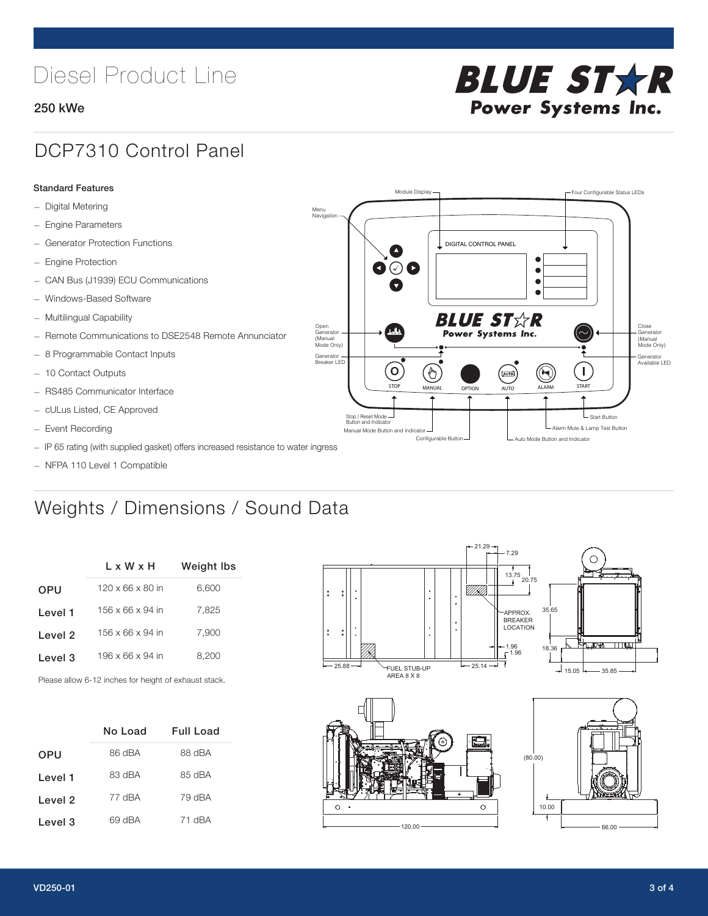# Diesel Product Line

250 kWe

**BLUE STAR Power Systems Inc.**

## DCP7310 Control Panel

**Standard Features**

- Digital Metering
- Engine Parameters
- Generator Protection Functions
- Engine Protection
- CAN Bus (J1939) ECU Communications
- Windows-Based Software
- Multilingual Capability
- Remote Communications to DSE2548 Remote Annunciator
- 8 Programmable Contact Inputs
- 10 Contact Outputs
- RS485 Communicator Interface
- cULus Listed, CE Approved
- Event Recording
- IP 65 rating (with supplied gasket) offers increased resistance to water ingress
- NFPA 110 Level 1 Compatible

Module Display, Four Configurable Status LEDs, Menu Navigation, DIGITAL CONTROL PANEL, Open Generator (Manual Mode Only), Close Generator (Manual Mode Only), Generator Breaker LED, Generator Available LED, STOP, MANUAL, OPTION, AUTO, ALARM, START, Stop / Reset Mode Button and Indicator, Manual Mode Button and Indicator, Configurable Button, Auto Mode Button and Indicator, Alarm Mute & Lamp Test Button, Start Button

## Weights / Dimensions / Sound Data

| | L x W x H | Weight lbs |
|---|---|---|
| OPU | 120 x 66 x 80 in | 6,600 |
| Level 1 | 156 x 66 x 94 in | 7,825 |
| Level 2 | 156 x 66 x 94 in | 7,900 |
| Level 3 | 196 x 66 x 94 in | 8,200 |

Please allow 6-12 inches for height of exhaust stack.

| | No Load | Full Load |
|---|---|---|
| OPU | 86 dBA | 88 dBA |
| Level 1 | 83 dBA | 85 dBA |
| Level 2 | 77 dBA | 79 dBA |
| Level 3 | 69 dBA | 71 dBA |

21.29, 7.29, 13.75, 20.75, APPROX. BREAKER LOCATION, 35.65, 18.36, 1.96, 1.96, 25.88, FUEL STUB-UP AREA 8 X 8, 25.14, 15.05, 35.85, (80.00), 10.00, 120.00, 66.00

VD250-01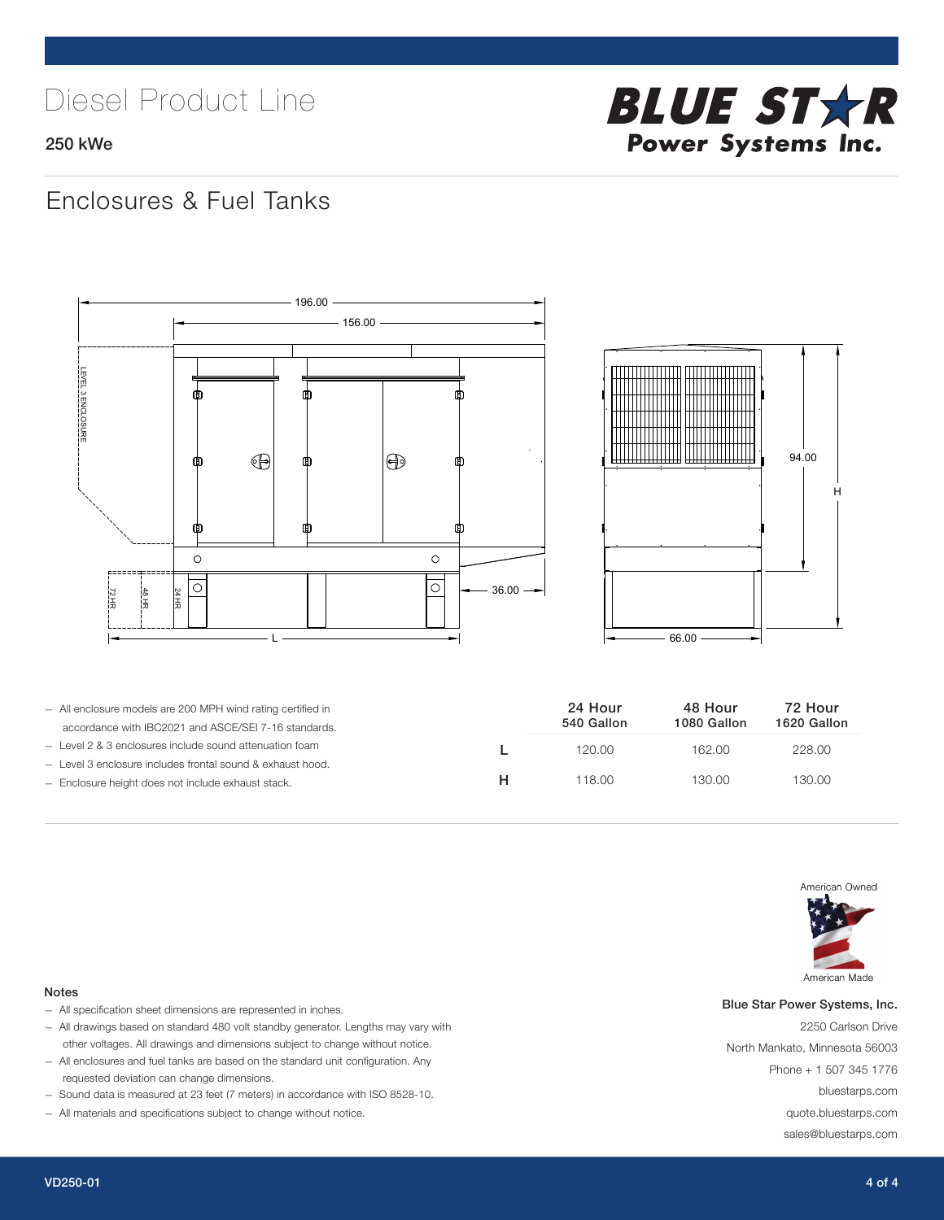# Diesel Product Line

250 kWe

**BLUE STAR Power Systems Inc.**

## Enclosures & Fuel Tanks

196.00
156.00
LEVEL 3 ENCLOSURE
36.00
72 HR
48 HR
24 HR
L
94.00
H
66.00

- All enclosure models are 200 MPH wind rating certified in accordance with IBC2021 and ASCE/SEI 7-16 standards.
- Level 2 & 3 enclosures include sound attenuation foam
- Level 3 enclosure includes frontal sound & exhaust hood.
- Enclosure height does not include exhaust stack.

| | 24 Hour 540 Gallon | 48 Hour 1080 Gallon | 72 Hour 1620 Gallon |
|---|---|---|---|
| L | 120.00 | 162.00 | 228.00 |
| H | 118.00 | 130.00 | 130.00 |

American Owned
American Made

### Notes

- All specification sheet dimensions are represented in inches.
- All drawings based on standard 480 volt standby generator. Lengths may vary with other voltages. All drawings and dimensions subject to change without notice.
- All enclosures and fuel tanks are based on the standard unit configuration. Any requested deviation can change dimensions.
- Sound data is measured at 23 feet (7 meters) in accordance with ISO 8528-10.
- All materials and specifications subject to change without notice.

**Blue Star Power Systems, Inc.**
2250 Carlson Drive
North Mankato, Minnesota 56003
Phone + 1 507 345 1776
bluestarps.com
quote.bluestarps.com
sales@bluestarps.com

VD250-01